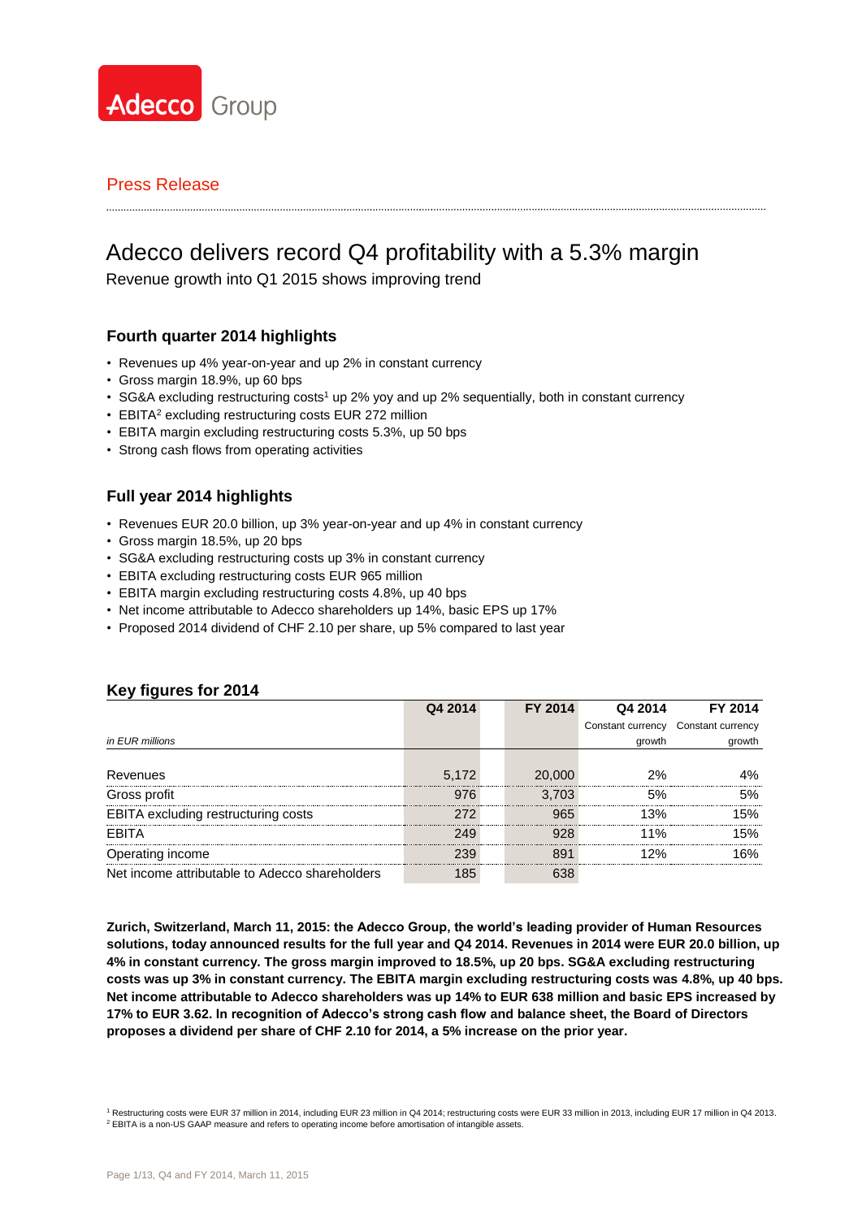Adecco Group

Press Release

# Adecco delivers record Q4 profitability with a 5.3% margin

Revenue growth into Q1 2015 shows improving trend

## Fourth quarter 2014 highlights

- Revenues up 4% year-on-year and up 2% in constant currency
- Gross margin 18.9%, up 60 bps
- SG&A excluding restructuring costs[1] up 2% yoy and up 2% sequentially, both in constant currency
- EBITA[2] excluding restructuring costs EUR 272 million
- EBITA margin excluding restructuring costs 5.3%, up 50 bps
- Strong cash flows from operating activities

## Full year 2014 highlights

- Revenues EUR 20.0 billion, up 3% year-on-year and up 4% in constant currency
- Gross margin 18.5%, up 20 bps
- SG&A excluding restructuring costs up 3% in constant currency
- EBITA excluding restructuring costs EUR 965 million
- EBITA margin excluding restructuring costs 4.8%, up 40 bps
- Net income attributable to Adecco shareholders up 14%, basic EPS up 17%
- Proposed 2014 dividend of CHF 2.10 per share, up 5% compared to last year

## Key figures for 2014

| *in EUR millions* | Q4 2014 | FY 2014 | Q4 2014 Constant currency growth | FY 2014 Constant currency growth |
|---|---|---|---|---|
| Revenues | 5,172 | 20,000 | 2% | 4% |
| Gross profit | 976 | 3,703 | 5% | 5% |
| EBITA excluding restructuring costs | 272 | 965 | 13% | 15% |
| EBITA | 249 | 928 | 11% | 15% |
| Operating income | 239 | 891 | 12% | 16% |
| Net income attributable to Adecco shareholders | 185 | 638 | | |

**Zurich, Switzerland, March 11, 2015: the Adecco Group, the world's leading provider of Human Resources solutions, today announced results for the full year and Q4 2014. Revenues in 2014 were EUR 20.0 billion, up 4% in constant currency. The gross margin improved to 18.5%, up 20 bps. SG&A excluding restructuring costs was up 3% in constant currency. The EBITA margin excluding restructuring costs was 4.8%, up 40 bps. Net income attributable to Adecco shareholders was up 14% to EUR 638 million and basic EPS increased by 17% to EUR 3.62. In recognition of Adecco's strong cash flow and balance sheet, the Board of Directors proposes a dividend per share of CHF 2.10 for 2014, a 5% increase on the prior year.**

[1] Restructuring costs were EUR 37 million in 2014, including EUR 23 million in Q4 2014; restructuring costs were EUR 33 million in 2013, including EUR 17 million in Q4 2013.
[2] EBITA is a non-US GAAP measure and refers to operating income before amortisation of intangible assets.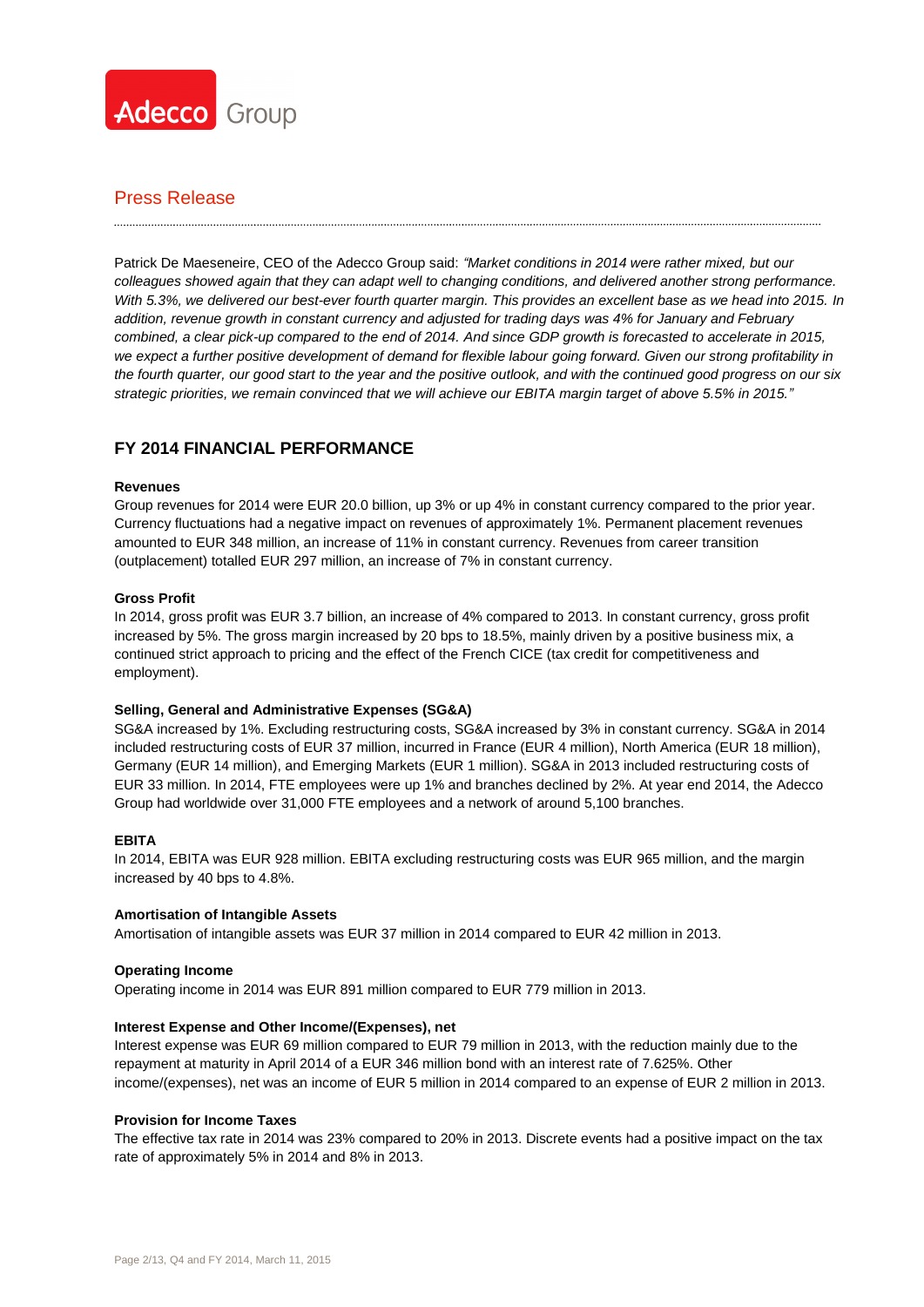Press Release

Patrick De Maeseneire, CEO of the Adecco Group said: *"Market conditions in 2014 were rather mixed, but our colleagues showed again that they can adapt well to changing conditions, and delivered another strong performance. With 5.3%, we delivered our best-ever fourth quarter margin. This provides an excellent base as we head into 2015. In addition, revenue growth in constant currency and adjusted for trading days was 4% for January and February combined, a clear pick-up compared to the end of 2014. And since GDP growth is forecasted to accelerate in 2015, we expect a further positive development of demand for flexible labour going forward. Given our strong profitability in the fourth quarter, our good start to the year and the positive outlook, and with the continued good progress on our six strategic priorities, we remain convinced that we will achieve our EBITA margin target of above 5.5% in 2015."*

## FY 2014 FINANCIAL PERFORMANCE

**Revenues**

Group revenues for 2014 were EUR 20.0 billion, up 3% or up 4% in constant currency compared to the prior year. Currency fluctuations had a negative impact on revenues of approximately 1%. Permanent placement revenues amounted to EUR 348 million, an increase of 11% in constant currency. Revenues from career transition (outplacement) totalled EUR 297 million, an increase of 7% in constant currency.

**Gross Profit**

In 2014, gross profit was EUR 3.7 billion, an increase of 4% compared to 2013. In constant currency, gross profit increased by 5%. The gross margin increased by 20 bps to 18.5%, mainly driven by a positive business mix, a continued strict approach to pricing and the effect of the French CICE (tax credit for competitiveness and employment).

**Selling, General and Administrative Expenses (SG&A)**

SG&A increased by 1%. Excluding restructuring costs, SG&A increased by 3% in constant currency. SG&A in 2014 included restructuring costs of EUR 37 million, incurred in France (EUR 4 million), North America (EUR 18 million), Germany (EUR 14 million), and Emerging Markets (EUR 1 million). SG&A in 2013 included restructuring costs of EUR 33 million. In 2014, FTE employees were up 1% and branches declined by 2%. At year end 2014, the Adecco Group had worldwide over 31,000 FTE employees and a network of around 5,100 branches.

**EBITA**

In 2014, EBITA was EUR 928 million. EBITA excluding restructuring costs was EUR 965 million, and the margin increased by 40 bps to 4.8%.

**Amortisation of Intangible Assets**

Amortisation of intangible assets was EUR 37 million in 2014 compared to EUR 42 million in 2013.

**Operating Income**

Operating income in 2014 was EUR 891 million compared to EUR 779 million in 2013.

**Interest Expense and Other Income/(Expenses), net**

Interest expense was EUR 69 million compared to EUR 79 million in 2013, with the reduction mainly due to the repayment at maturity in April 2014 of a EUR 346 million bond with an interest rate of 7.625%. Other income/(expenses), net was an income of EUR 5 million in 2014 compared to an expense of EUR 2 million in 2013.

**Provision for Income Taxes**

The effective tax rate in 2014 was 23% compared to 20% in 2013. Discrete events had a positive impact on the tax rate of approximately 5% in 2014 and 8% in 2013.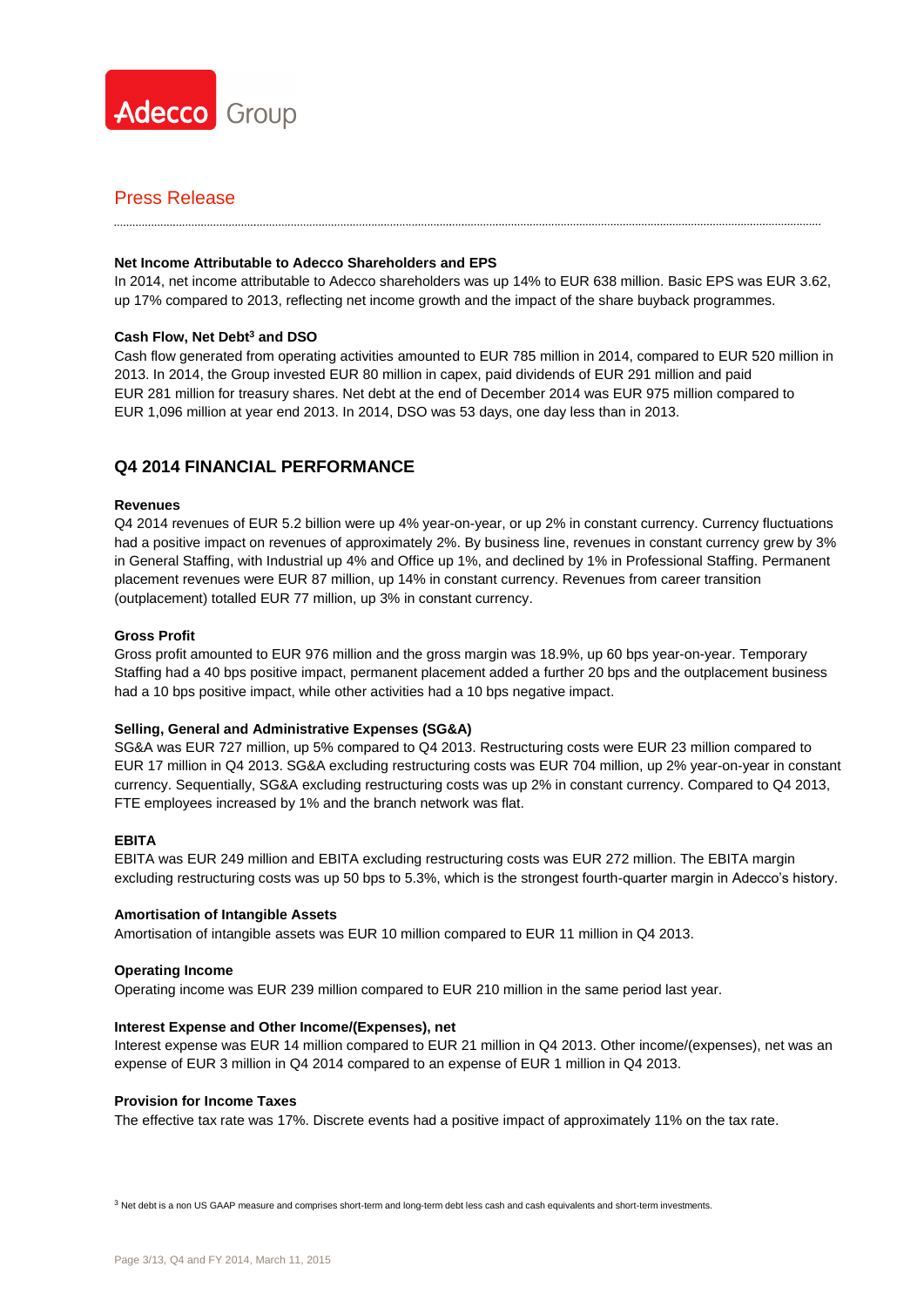Press Release

**Net Income Attributable to Adecco Shareholders and EPS**

In 2014, net income attributable to Adecco shareholders was up 14% to EUR 638 million. Basic EPS was EUR 3.62, up 17% compared to 2013, reflecting net income growth and the impact of the share buyback programmes.

**Cash Flow, Net Debt[3] and DSO**

Cash flow generated from operating activities amounted to EUR 785 million in 2014, compared to EUR 520 million in 2013. In 2014, the Group invested EUR 80 million in capex, paid dividends of EUR 291 million and paid EUR 281 million for treasury shares. Net debt at the end of December 2014 was EUR 975 million compared to EUR 1,096 million at year end 2013. In 2014, DSO was 53 days, one day less than in 2013.

## Q4 2014 FINANCIAL PERFORMANCE

**Revenues**

Q4 2014 revenues of EUR 5.2 billion were up 4% year-on-year, or up 2% in constant currency. Currency fluctuations had a positive impact on revenues of approximately 2%. By business line, revenues in constant currency grew by 3% in General Staffing, with Industrial up 4% and Office up 1%, and declined by 1% in Professional Staffing. Permanent placement revenues were EUR 87 million, up 14% in constant currency. Revenues from career transition (outplacement) totalled EUR 77 million, up 3% in constant currency.

**Gross Profit**

Gross profit amounted to EUR 976 million and the gross margin was 18.9%, up 60 bps year-on-year. Temporary Staffing had a 40 bps positive impact, permanent placement added a further 20 bps and the outplacement business had a 10 bps positive impact, while other activities had a 10 bps negative impact.

**Selling, General and Administrative Expenses (SG&A)**

SG&A was EUR 727 million, up 5% compared to Q4 2013. Restructuring costs were EUR 23 million compared to EUR 17 million in Q4 2013. SG&A excluding restructuring costs was EUR 704 million, up 2% year-on-year in constant currency. Sequentially, SG&A excluding restructuring costs was up 2% in constant currency. Compared to Q4 2013, FTE employees increased by 1% and the branch network was flat.

**EBITA**

EBITA was EUR 249 million and EBITA excluding restructuring costs was EUR 272 million. The EBITA margin excluding restructuring costs was up 50 bps to 5.3%, which is the strongest fourth-quarter margin in Adecco's history.

**Amortisation of Intangible Assets**

Amortisation of intangible assets was EUR 10 million compared to EUR 11 million in Q4 2013.

**Operating Income**

Operating income was EUR 239 million compared to EUR 210 million in the same period last year.

**Interest Expense and Other Income/(Expenses), net**

Interest expense was EUR 14 million compared to EUR 21 million in Q4 2013. Other income/(expenses), net was an expense of EUR 3 million in Q4 2014 compared to an expense of EUR 1 million in Q4 2013.

**Provision for Income Taxes**

The effective tax rate was 17%. Discrete events had a positive impact of approximately 11% on the tax rate.

[3] Net debt is a non US GAAP measure and comprises short-term and long-term debt less cash and cash equivalents and short-term investments.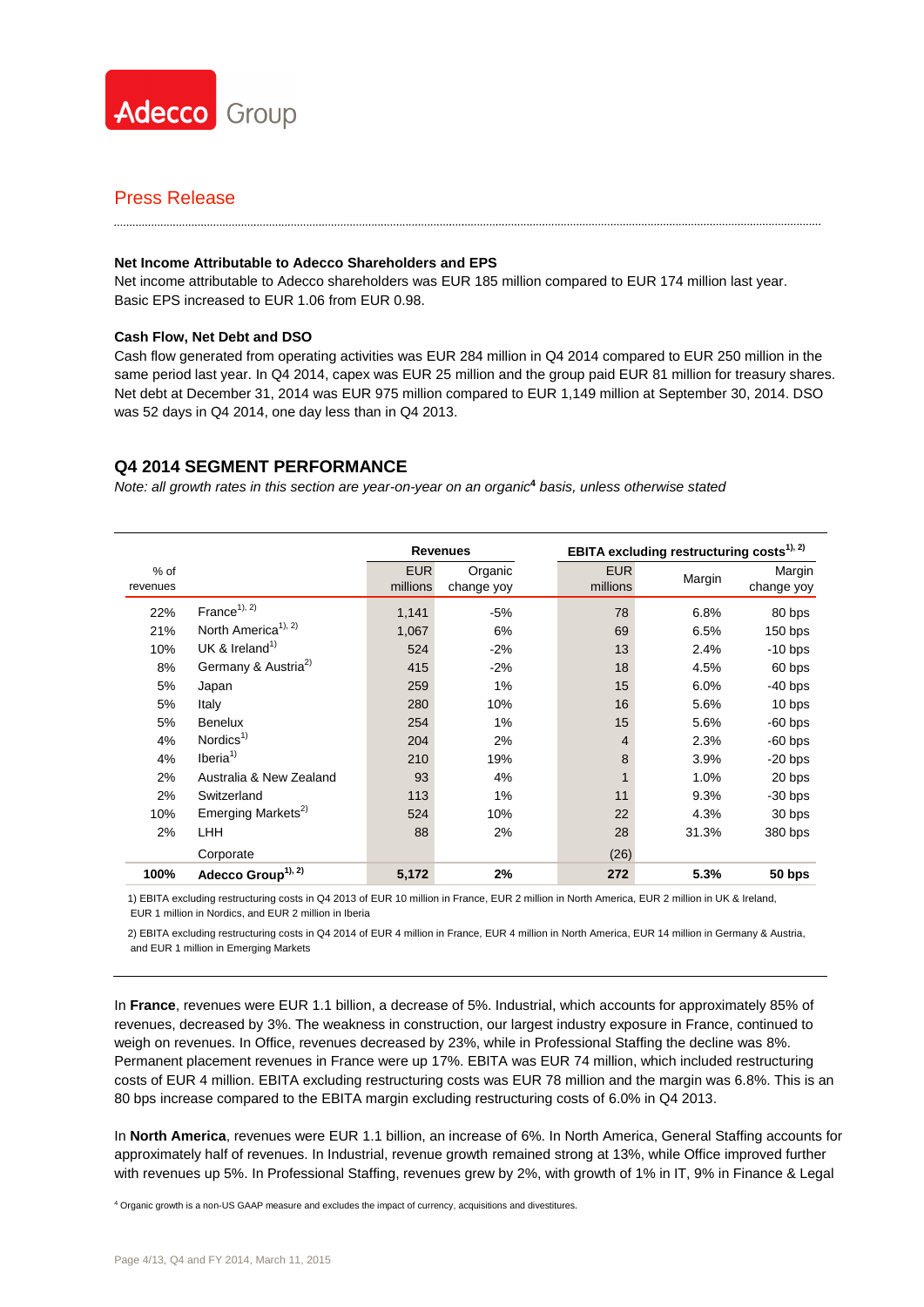Press Release

**Net Income Attributable to Adecco Shareholders and EPS**

Net income attributable to Adecco shareholders was EUR 185 million compared to EUR 174 million last year. Basic EPS increased to EUR 1.06 from EUR 0.98.

**Cash Flow, Net Debt and DSO**

Cash flow generated from operating activities was EUR 284 million in Q4 2014 compared to EUR 250 million in the same period last year. In Q4 2014, capex was EUR 25 million and the group paid EUR 81 million for treasury shares. Net debt at December 31, 2014 was EUR 975 million compared to EUR 1,149 million at September 30, 2014. DSO was 52 days in Q4 2014, one day less than in Q4 2013.

## Q4 2014 SEGMENT PERFORMANCE

*Note: all growth rates in this section are year-on-year on an organic[4] basis, unless otherwise stated*

| | | Revenues | | EBITA excluding restructuring costs[1), 2)] | | |
|---|---|---|---|---|---|---|
| % of revenues | | EUR millions | Organic change yoy | EUR millions | Margin | Margin change yoy |
| 22% | France[1), 2)] | 1,141 | -5% | 78 | 6.8% | 80 bps |
| 21% | North America[1), 2)] | 1,067 | 6% | 69 | 6.5% | 150 bps |
| 10% | UK & Ireland[1)] | 524 | -2% | 13 | 2.4% | -10 bps |
| 8% | Germany & Austria[2)] | 415 | -2% | 18 | 4.5% | 60 bps |
| 5% | Japan | 259 | 1% | 15 | 6.0% | -40 bps |
| 5% | Italy | 280 | 10% | 16 | 5.6% | 10 bps |
| 5% | Benelux | 254 | 1% | 15 | 5.6% | -60 bps |
| 4% | Nordics[1)] | 204 | 2% | 4 | 2.3% | -60 bps |
| 4% | Iberia[1)] | 210 | 19% | 8 | 3.9% | -20 bps |
| 2% | Australia & New Zealand | 93 | 4% | 1 | 1.0% | 20 bps |
| 2% | Switzerland | 113 | 1% | 11 | 9.3% | -30 bps |
| 10% | Emerging Markets[2)] | 524 | 10% | 22 | 4.3% | 30 bps |
| 2% | LHH | 88 | 2% | 28 | 31.3% | 380 bps |
| | Corporate | | | (26) | | |
| **100%** | **Adecco Group[1), 2)]** | **5,172** | **2%** | **272** | **5.3%** | **50 bps** |

1) EBITA excluding restructuring costs in Q4 2013 of EUR 10 million in France, EUR 2 million in North America, EUR 2 million in UK & Ireland, EUR 1 million in Nordics, and EUR 2 million in Iberia

2) EBITA excluding restructuring costs in Q4 2014 of EUR 4 million in France, EUR 4 million in North America, EUR 14 million in Germany & Austria, and EUR 1 million in Emerging Markets

In **France**, revenues were EUR 1.1 billion, a decrease of 5%. Industrial, which accounts for approximately 85% of revenues, decreased by 3%. The weakness in construction, our largest industry exposure in France, continued to weigh on revenues. In Office, revenues decreased by 23%, while in Professional Staffing the decline was 8%. Permanent placement revenues in France were up 17%. EBITA was EUR 74 million, which included restructuring costs of EUR 4 million. EBITA excluding restructuring costs was EUR 78 million and the margin was 6.8%. This is an 80 bps increase compared to the EBITA margin excluding restructuring costs of 6.0% in Q4 2013.

In **North America**, revenues were EUR 1.1 billion, an increase of 6%. In North America, General Staffing accounts for approximately half of revenues. In Industrial, revenue growth remained strong at 13%, while Office improved further with revenues up 5%. In Professional Staffing, revenues grew by 2%, with growth of 1% in IT, 9% in Finance & Legal

[4] Organic growth is a non-US GAAP measure and excludes the impact of currency, acquisitions and divestitures.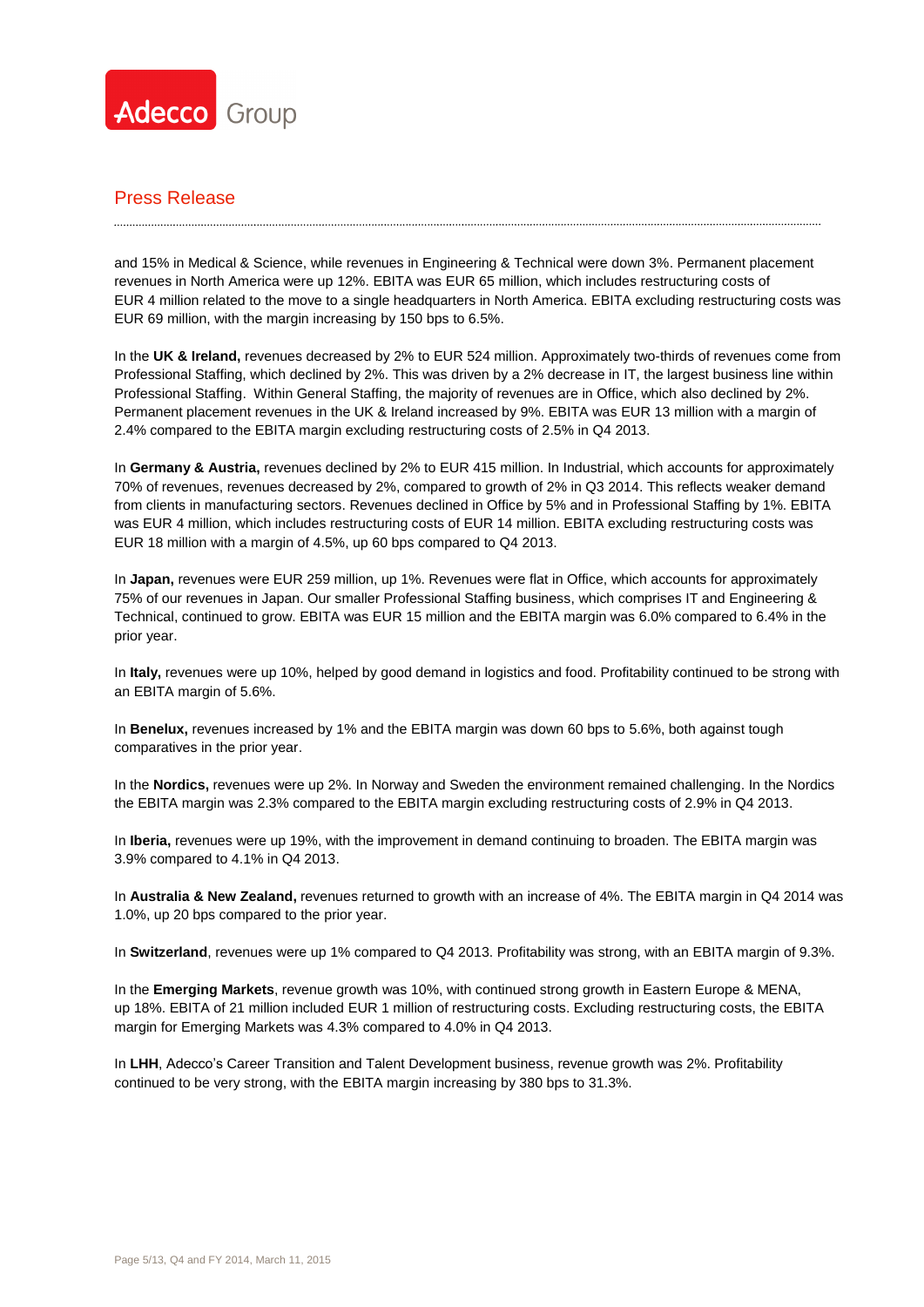and 15% in Medical & Science, while revenues in Engineering & Technical were down 3%. Permanent placement revenues in North America were up 12%. EBITA was EUR 65 million, which includes restructuring costs of EUR 4 million related to the move to a single headquarters in North America. EBITA excluding restructuring costs was EUR 69 million, with the margin increasing by 150 bps to 6.5%.

In the **UK & Ireland,** revenues decreased by 2% to EUR 524 million. Approximately two-thirds of revenues come from Professional Staffing, which declined by 2%. This was driven by a 2% decrease in IT, the largest business line within Professional Staffing. Within General Staffing, the majority of revenues are in Office, which also declined by 2%. Permanent placement revenues in the UK & Ireland increased by 9%. EBITA was EUR 13 million with a margin of 2.4% compared to the EBITA margin excluding restructuring costs of 2.5% in Q4 2013.

In **Germany & Austria,** revenues declined by 2% to EUR 415 million. In Industrial, which accounts for approximately 70% of revenues, revenues decreased by 2%, compared to growth of 2% in Q3 2014. This reflects weaker demand from clients in manufacturing sectors. Revenues declined in Office by 5% and in Professional Staffing by 1%. EBITA was EUR 4 million, which includes restructuring costs of EUR 14 million. EBITA excluding restructuring costs was EUR 18 million with a margin of 4.5%, up 60 bps compared to Q4 2013.

In **Japan,** revenues were EUR 259 million, up 1%. Revenues were flat in Office, which accounts for approximately 75% of our revenues in Japan. Our smaller Professional Staffing business, which comprises IT and Engineering & Technical, continued to grow. EBITA was EUR 15 million and the EBITA margin was 6.0% compared to 6.4% in the prior year.

In **Italy,** revenues were up 10%, helped by good demand in logistics and food. Profitability continued to be strong with an EBITA margin of 5.6%.

In **Benelux,** revenues increased by 1% and the EBITA margin was down 60 bps to 5.6%, both against tough comparatives in the prior year.

In the **Nordics,** revenues were up 2%. In Norway and Sweden the environment remained challenging. In the Nordics the EBITA margin was 2.3% compared to the EBITA margin excluding restructuring costs of 2.9% in Q4 2013.

In **Iberia,** revenues were up 19%, with the improvement in demand continuing to broaden. The EBITA margin was 3.9% compared to 4.1% in Q4 2013.

In **Australia & New Zealand,** revenues returned to growth with an increase of 4%. The EBITA margin in Q4 2014 was 1.0%, up 20 bps compared to the prior year.

In **Switzerland**, revenues were up 1% compared to Q4 2013. Profitability was strong, with an EBITA margin of 9.3%.

In the **Emerging Markets**, revenue growth was 10%, with continued strong growth in Eastern Europe & MENA, up 18%. EBITA of 21 million included EUR 1 million of restructuring costs. Excluding restructuring costs, the EBITA margin for Emerging Markets was 4.3% compared to 4.0% in Q4 2013.

In **LHH**, Adecco's Career Transition and Talent Development business, revenue growth was 2%. Profitability continued to be very strong, with the EBITA margin increasing by 380 bps to 31.3%.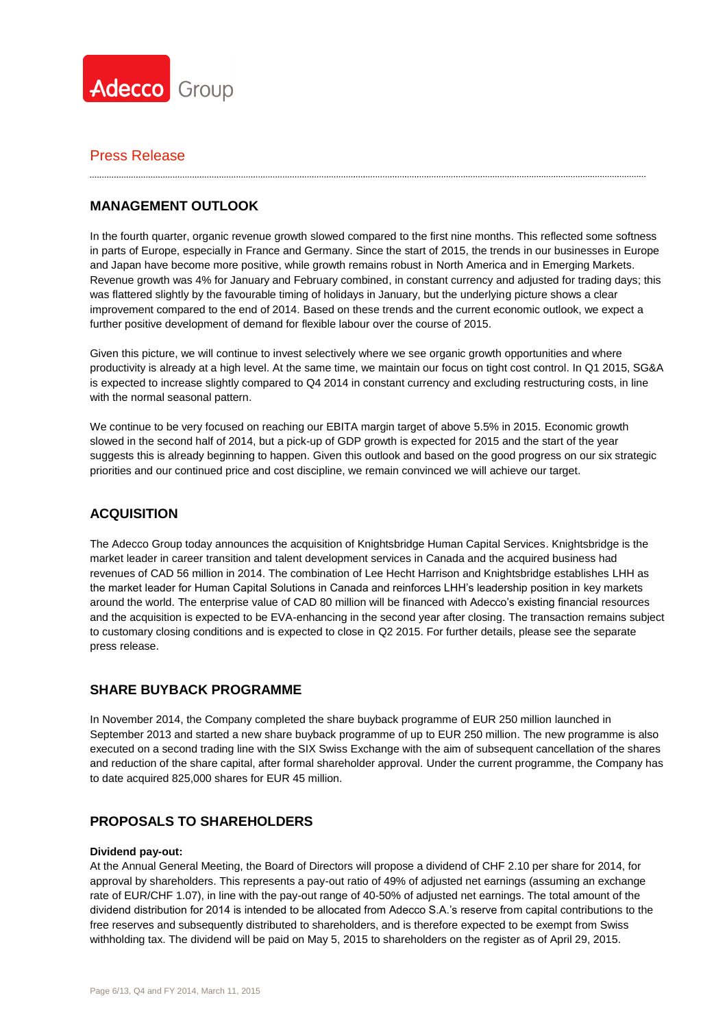## MANAGEMENT OUTLOOK

In the fourth quarter, organic revenue growth slowed compared to the first nine months. This reflected some softness in parts of Europe, especially in France and Germany. Since the start of 2015, the trends in our businesses in Europe and Japan have become more positive, while growth remains robust in North America and in Emerging Markets. Revenue growth was 4% for January and February combined, in constant currency and adjusted for trading days; this was flattered slightly by the favourable timing of holidays in January, but the underlying picture shows a clear improvement compared to the end of 2014. Based on these trends and the current economic outlook, we expect a further positive development of demand for flexible labour over the course of 2015.

Given this picture, we will continue to invest selectively where we see organic growth opportunities and where productivity is already at a high level. At the same time, we maintain our focus on tight cost control. In Q1 2015, SG&A is expected to increase slightly compared to Q4 2014 in constant currency and excluding restructuring costs, in line with the normal seasonal pattern.

We continue to be very focused on reaching our EBITA margin target of above 5.5% in 2015. Economic growth slowed in the second half of 2014, but a pick-up of GDP growth is expected for 2015 and the start of the year suggests this is already beginning to happen. Given this outlook and based on the good progress on our six strategic priorities and our continued price and cost discipline, we remain convinced we will achieve our target.

## ACQUISITION

The Adecco Group today announces the acquisition of Knightsbridge Human Capital Services. Knightsbridge is the market leader in career transition and talent development services in Canada and the acquired business had revenues of CAD 56 million in 2014. The combination of Lee Hecht Harrison and Knightsbridge establishes LHH as the market leader for Human Capital Solutions in Canada and reinforces LHH's leadership position in key markets around the world. The enterprise value of CAD 80 million will be financed with Adecco's existing financial resources and the acquisition is expected to be EVA-enhancing in the second year after closing. The transaction remains subject to customary closing conditions and is expected to close in Q2 2015. For further details, please see the separate press release.

## SHARE BUYBACK PROGRAMME

In November 2014, the Company completed the share buyback programme of EUR 250 million launched in September 2013 and started a new share buyback programme of up to EUR 250 million. The new programme is also executed on a second trading line with the SIX Swiss Exchange with the aim of subsequent cancellation of the shares and reduction of the share capital, after formal shareholder approval. Under the current programme, the Company has to date acquired 825,000 shares for EUR 45 million.

## PROPOSALS TO SHAREHOLDERS

**Dividend pay-out:**
At the Annual General Meeting, the Board of Directors will propose a dividend of CHF 2.10 per share for 2014, for approval by shareholders. This represents a pay-out ratio of 49% of adjusted net earnings (assuming an exchange rate of EUR/CHF 1.07), in line with the pay-out range of 40-50% of adjusted net earnings. The total amount of the dividend distribution for 2014 is intended to be allocated from Adecco S.A.'s reserve from capital contributions to the free reserves and subsequently distributed to shareholders, and is therefore expected to be exempt from Swiss withholding tax. The dividend will be paid on May 5, 2015 to shareholders on the register as of April 29, 2015.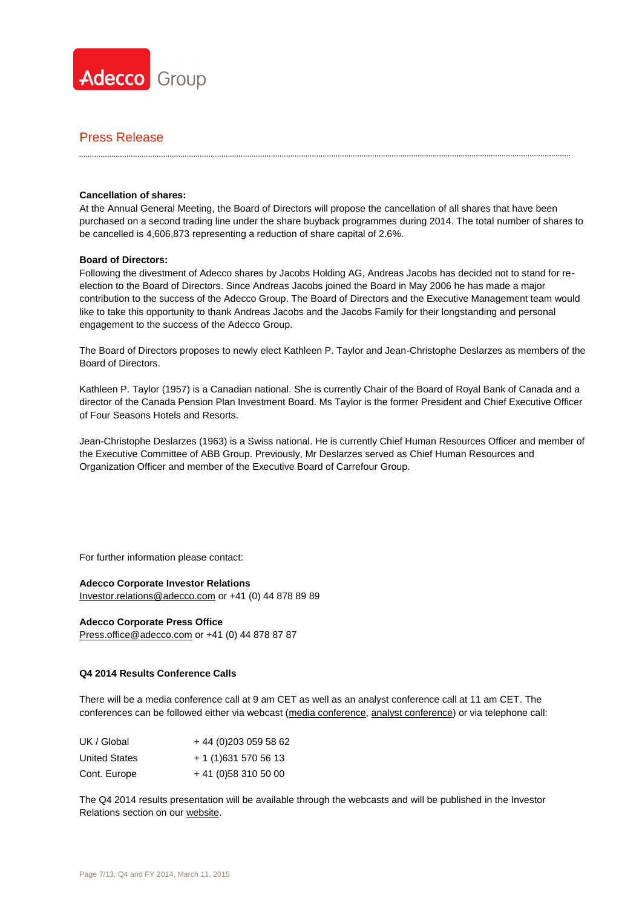**Cancellation of shares:**
At the Annual General Meeting, the Board of Directors will propose the cancellation of all shares that have been purchased on a second trading line under the share buyback programmes during 2014. The total number of shares to be cancelled is 4,606,873 representing a reduction of share capital of 2.6%.

**Board of Directors:**
Following the divestment of Adecco shares by Jacobs Holding AG, Andreas Jacobs has decided not to stand for re-election to the Board of Directors. Since Andreas Jacobs joined the Board in May 2006 he has made a major contribution to the success of the Adecco Group. The Board of Directors and the Executive Management team would like to take this opportunity to thank Andreas Jacobs and the Jacobs Family for their longstanding and personal engagement to the success of the Adecco Group.

The Board of Directors proposes to newly elect Kathleen P. Taylor and Jean-Christophe Deslarzes as members of the Board of Directors.

Kathleen P. Taylor (1957) is a Canadian national. She is currently Chair of the Board of Royal Bank of Canada and a director of the Canada Pension Plan Investment Board. Ms Taylor is the former President and Chief Executive Officer of Four Seasons Hotels and Resorts.

Jean-Christophe Deslarzes (1963) is a Swiss national. He is currently Chief Human Resources Officer and member of the Executive Committee of ABB Group. Previously, Mr Deslarzes served as Chief Human Resources and Organization Officer and member of the Executive Board of Carrefour Group.

For further information please contact:

**Adecco Corporate Investor Relations**
Investor.relations@adecco.com or +41 (0) 44 878 89 89

**Adecco Corporate Press Office**
Press.office@adecco.com or +41 (0) 44 878 87 87

**Q4 2014 Results Conference Calls**

There will be a media conference call at 9 am CET as well as an analyst conference call at 11 am CET. The conferences can be followed either via webcast (media conference, analyst conference) or via telephone call:

| | |
|---|---|
| UK / Global | + 44 (0)203 059 58 62 |
| United States | + 1 (1)631 570 56 13 |
| Cont. Europe | + 41 (0)58 310 50 00 |

The Q4 2014 results presentation will be available through the webcasts and will be published in the Investor Relations section on our website.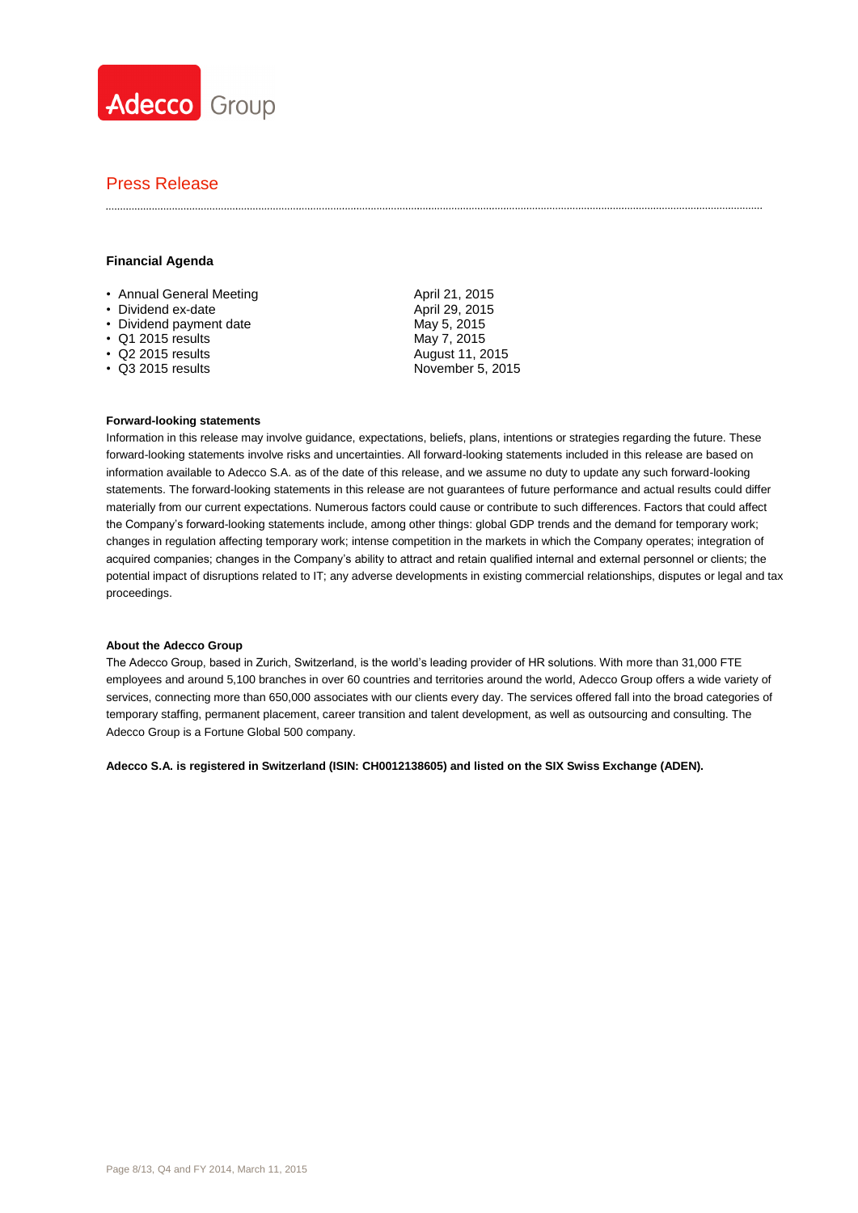## Financial Agenda

| | |
|---|---|
| • Annual General Meeting | April 21, 2015 |
| • Dividend ex-date | April 29, 2015 |
| • Dividend payment date | May 5, 2015 |
| • Q1 2015 results | May 7, 2015 |
| • Q2 2015 results | August 11, 2015 |
| • Q3 2015 results | November 5, 2015 |

### Forward-looking statements

Information in this release may involve guidance, expectations, beliefs, plans, intentions or strategies regarding the future. These forward-looking statements involve risks and uncertainties. All forward-looking statements included in this release are based on information available to Adecco S.A. as of the date of this release, and we assume no duty to update any such forward-looking statements. The forward-looking statements in this release are not guarantees of future performance and actual results could differ materially from our current expectations. Numerous factors could cause or contribute to such differences. Factors that could affect the Company's forward-looking statements include, among other things: global GDP trends and the demand for temporary work; changes in regulation affecting temporary work; intense competition in the markets in which the Company operates; integration of acquired companies; changes in the Company's ability to attract and retain qualified internal and external personnel or clients; the potential impact of disruptions related to IT; any adverse developments in existing commercial relationships, disputes or legal and tax proceedings.

### About the Adecco Group

The Adecco Group, based in Zurich, Switzerland, is the world's leading provider of HR solutions. With more than 31,000 FTE employees and around 5,100 branches in over 60 countries and territories around the world, Adecco Group offers a wide variety of services, connecting more than 650,000 associates with our clients every day. The services offered fall into the broad categories of temporary staffing, permanent placement, career transition and talent development, as well as outsourcing and consulting. The Adecco Group is a Fortune Global 500 company.

**Adecco S.A. is registered in Switzerland (ISIN: CH0012138605) and listed on the SIX Swiss Exchange (ADEN).**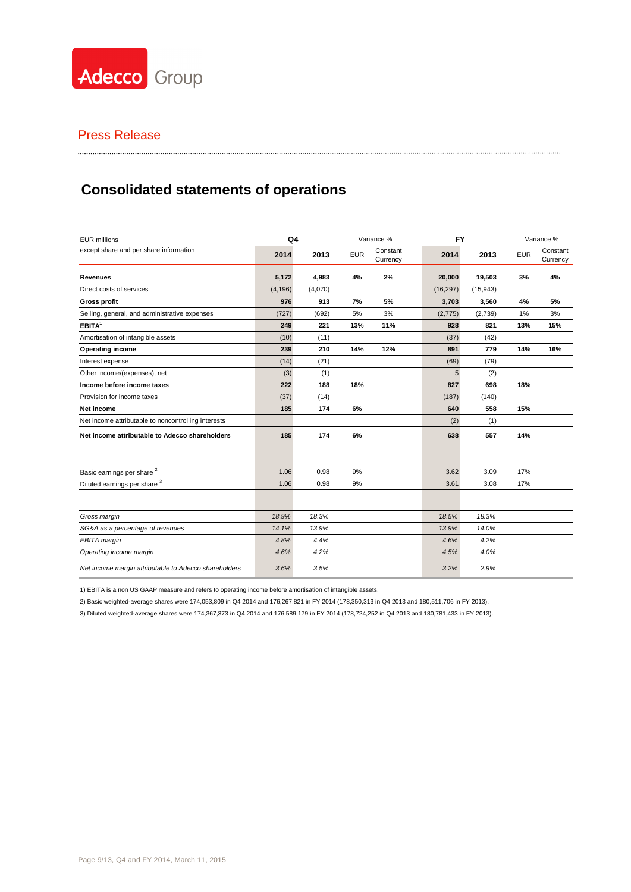Adecco Group

Press Release

## Consolidated statements of operations

| EUR millions<br>except share and per share information | Q4 2014 | Q4 2013 | Variance % EUR | Variance % Constant Currency | FY 2014 | FY 2013 | Variance % EUR | Variance % Constant Currency |
|---|---|---|---|---|---|---|---|---|
| **Revenues** | **5,172** | **4,983** | **4%** | **2%** | **20,000** | **19,503** | **3%** | **4%** |
| Direct costs of services | (4,196) | (4,070) | | | (16,297) | (15,943) | | |
| **Gross profit** | **976** | **913** | **7%** | **5%** | **3,703** | **3,560** | **4%** | **5%** |
| Selling, general, and administrative expenses | (727) | (692) | 5% | 3% | (2,775) | (2,739) | 1% | 3% |
| **EBITA**[1] | **249** | **221** | **13%** | **11%** | **928** | **821** | **13%** | **15%** |
| Amortisation of intangible assets | (10) | (11) | | | (37) | (42) | | |
| **Operating income** | **239** | **210** | **14%** | **12%** | **891** | **779** | **14%** | **16%** |
| Interest expense | (14) | (21) | | | (69) | (79) | | |
| Other income/(expenses), net | (3) | (1) | | | 5 | (2) | | |
| **Income before income taxes** | **222** | **188** | **18%** | | **827** | **698** | **18%** | |
| Provision for income taxes | (37) | (14) | | | (187) | (140) | | |
| **Net income** | **185** | **174** | **6%** | | **640** | **558** | **15%** | |
| Net income attributable to noncontrolling interests | | | | | (2) | (1) | | |
| **Net income attributable to Adecco shareholders** | **185** | **174** | **6%** | | **638** | **557** | **14%** | |
| | | | | | | | | |
| Basic earnings per share [2] | 1.06 | 0.98 | 9% | | 3.62 | 3.09 | 17% | |
| Diluted earnings per share [3] | 1.06 | 0.98 | 9% | | 3.61 | 3.08 | 17% | |
| | | | | | | | | |
| *Gross margin* | *18.9%* | *18.3%* | | | *18.5%* | *18.3%* | | |
| *SG&A as a percentage of revenues* | *14.1%* | *13.9%* | | | *13.9%* | *14.0%* | | |
| *EBITA margin* | *4.8%* | *4.4%* | | | *4.6%* | *4.2%* | | |
| *Operating income margin* | *4.6%* | *4.2%* | | | *4.5%* | *4.0%* | | |
| *Net income margin attributable to Adecco shareholders* | *3.6%* | *3.5%* | | | *3.2%* | *2.9%* | | |

1) EBITA is a non US GAAP measure and refers to operating income before amortisation of intangible assets.

2) Basic weighted-average shares were 174,053,809 in Q4 2014 and 176,267,821 in FY 2014 (178,350,313 in Q4 2013 and 180,511,706 in FY 2013).

3) Diluted weighted-average shares were 174,367,373 in Q4 2014 and 176,589,179 in FY 2014 (178,724,252 in Q4 2013 and 180,781,433 in FY 2013).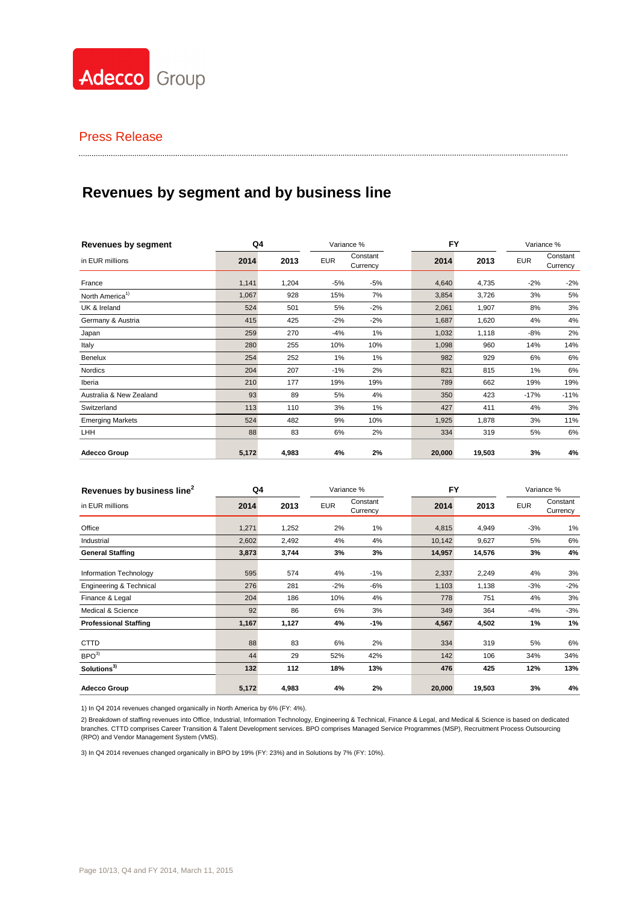Adecco Group

Press Release

# Revenues by segment and by business line

| Revenues by segment | Q4 | | Variance % | | FY | | Variance % | |
|---|---|---|---|---|---|---|---|---|
| in EUR millions | 2014 | 2013 | EUR | Constant Currency | 2014 | 2013 | EUR | Constant Currency |
| France | 1,141 | 1,204 | -5% | -5% | 4,640 | 4,735 | -2% | -2% |
| North America[1)] | 1,067 | 928 | 15% | 7% | 3,854 | 3,726 | 3% | 5% |
| UK & Ireland | 524 | 501 | 5% | -2% | 2,061 | 1,907 | 8% | 3% |
| Germany & Austria | 415 | 425 | -2% | -2% | 1,687 | 1,620 | 4% | 4% |
| Japan | 259 | 270 | -4% | 1% | 1,032 | 1,118 | -8% | 2% |
| Italy | 280 | 255 | 10% | 10% | 1,098 | 960 | 14% | 14% |
| Benelux | 254 | 252 | 1% | 1% | 982 | 929 | 6% | 6% |
| Nordics | 204 | 207 | -1% | 2% | 821 | 815 | 1% | 6% |
| Iberia | 210 | 177 | 19% | 19% | 789 | 662 | 19% | 19% |
| Australia & New Zealand | 93 | 89 | 5% | 4% | 350 | 423 | -17% | -11% |
| Switzerland | 113 | 110 | 3% | 1% | 427 | 411 | 4% | 3% |
| Emerging Markets | 524 | 482 | 9% | 10% | 1,925 | 1,878 | 3% | 11% |
| LHH | 88 | 83 | 6% | 2% | 334 | 319 | 5% | 6% |
| **Adecco Group** | **5,172** | **4,983** | **4%** | **2%** | **20,000** | **19,503** | **3%** | **4%** |

| Revenues by business line[2] | Q4 | | Variance % | | FY | | Variance % | |
|---|---|---|---|---|---|---|---|---|
| in EUR millions | 2014 | 2013 | EUR | Constant Currency | 2014 | 2013 | EUR | Constant Currency |
| Office | 1,271 | 1,252 | 2% | 1% | 4,815 | 4,949 | -3% | 1% |
| Industrial | 2,602 | 2,492 | 4% | 4% | 10,142 | 9,627 | 5% | 6% |
| **General Staffing** | **3,873** | **3,744** | **3%** | **3%** | **14,957** | **14,576** | **3%** | **4%** |
| Information Technology | 595 | 574 | 4% | -1% | 2,337 | 2,249 | 4% | 3% |
| Engineering & Technical | 276 | 281 | -2% | -6% | 1,103 | 1,138 | -3% | -2% |
| Finance & Legal | 204 | 186 | 10% | 4% | 778 | 751 | 4% | 3% |
| Medical & Science | 92 | 86 | 6% | 3% | 349 | 364 | -4% | -3% |
| **Professional Staffing** | **1,167** | **1,127** | **4%** | **-1%** | **4,567** | **4,502** | **1%** | **1%** |
| CTTD | 88 | 83 | 6% | 2% | 334 | 319 | 5% | 6% |
| BPO[3)] | 44 | 29 | 52% | 42% | 142 | 106 | 34% | 34% |
| **Solutions[3)]** | **132** | **112** | **18%** | **13%** | **476** | **425** | **12%** | **13%** |
| **Adecco Group** | **5,172** | **4,983** | **4%** | **2%** | **20,000** | **19,503** | **3%** | **4%** |

1) In Q4 2014 revenues changed organically in North America by 6% (FY: 4%).

2) Breakdown of staffing revenues into Office, Industrial, Information Technology, Engineering & Technical, Finance & Legal, and Medical & Science is based on dedicated branches. CTTD comprises Career Transition & Talent Development services. BPO comprises Managed Service Programmes (MSP), Recruitment Process Outsourcing (RPO) and Vendor Management System (VMS).

3) In Q4 2014 revenues changed organically in BPO by 19% (FY: 23%) and in Solutions by 7% (FY: 10%).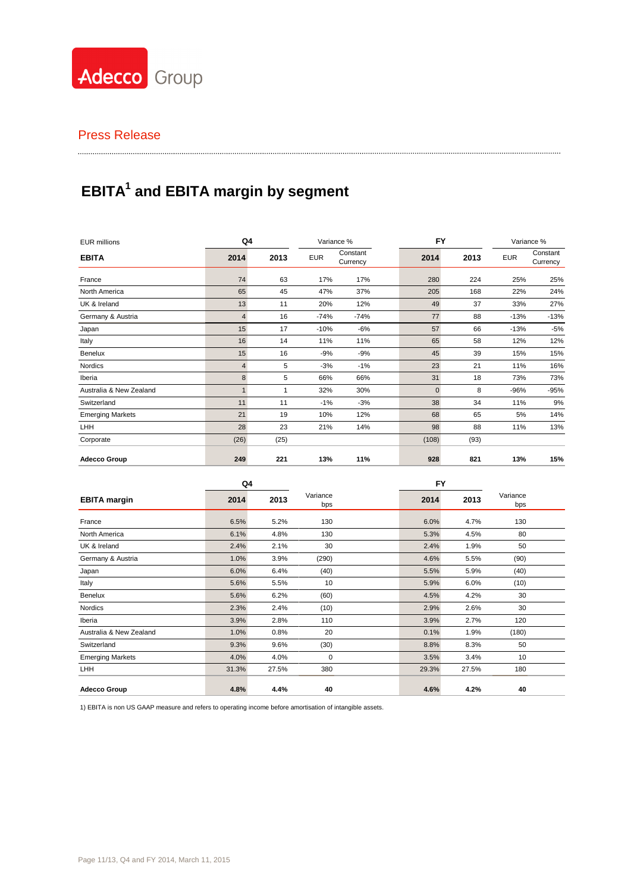Press Release

# EBITA[1] and EBITA margin by segment

| EUR millions | Q4 | | Variance % | | FY | | Variance % | |
|---|---|---|---|---|---|---|---|---|
| **EBITA** | **2014** | **2013** | EUR | Constant Currency | **2014** | **2013** | EUR | Constant Currency |
| France | 74 | 63 | 17% | 17% | 280 | 224 | 25% | 25% |
| North America | 65 | 45 | 47% | 37% | 205 | 168 | 22% | 24% |
| UK & Ireland | 13 | 11 | 20% | 12% | 49 | 37 | 33% | 27% |
| Germany & Austria | 4 | 16 | -74% | -74% | 77 | 88 | -13% | -13% |
| Japan | 15 | 17 | -10% | -6% | 57 | 66 | -13% | -5% |
| Italy | 16 | 14 | 11% | 11% | 65 | 58 | 12% | 12% |
| Benelux | 15 | 16 | -9% | -9% | 45 | 39 | 15% | 15% |
| Nordics | 4 | 5 | -3% | -1% | 23 | 21 | 11% | 16% |
| Iberia | 8 | 5 | 66% | 66% | 31 | 18 | 73% | 73% |
| Australia & New Zealand | 1 | 1 | 32% | 30% | 0 | 8 | -96% | -95% |
| Switzerland | 11 | 11 | -1% | -3% | 38 | 34 | 11% | 9% |
| Emerging Markets | 21 | 19 | 10% | 12% | 68 | 65 | 5% | 14% |
| LHH | 28 | 23 | 21% | 14% | 98 | 88 | 11% | 13% |
| Corporate | (26) | (25) | | | (108) | (93) | | |
| **Adecco Group** | **249** | **221** | **13%** | **11%** | **928** | **821** | **13%** | **15%** |

| | Q4 | | | FY | | |
|---|---|---|---|---|---|---|
| **EBITA margin** | **2014** | **2013** | Variance bps | **2014** | **2013** | Variance bps |
| France | 6.5% | 5.2% | 130 | 6.0% | 4.7% | 130 |
| North America | 6.1% | 4.8% | 130 | 5.3% | 4.5% | 80 |
| UK & Ireland | 2.4% | 2.1% | 30 | 2.4% | 1.9% | 50 |
| Germany & Austria | 1.0% | 3.9% | (290) | 4.6% | 5.5% | (90) |
| Japan | 6.0% | 6.4% | (40) | 5.5% | 5.9% | (40) |
| Italy | 5.6% | 5.5% | 10 | 5.9% | 6.0% | (10) |
| Benelux | 5.6% | 6.2% | (60) | 4.5% | 4.2% | 30 |
| Nordics | 2.3% | 2.4% | (10) | 2.9% | 2.6% | 30 |
| Iberia | 3.9% | 2.8% | 110 | 3.9% | 2.7% | 120 |
| Australia & New Zealand | 1.0% | 0.8% | 20 | 0.1% | 1.9% | (180) |
| Switzerland | 9.3% | 9.6% | (30) | 8.8% | 8.3% | 50 |
| Emerging Markets | 4.0% | 4.0% | 0 | 3.5% | 3.4% | 10 |
| LHH | 31.3% | 27.5% | 380 | 29.3% | 27.5% | 180 |
| **Adecco Group** | **4.8%** | **4.4%** | **40** | **4.6%** | **4.2%** | **40** |

1) EBITA is non US GAAP measure and refers to operating income before amortisation of intangible assets.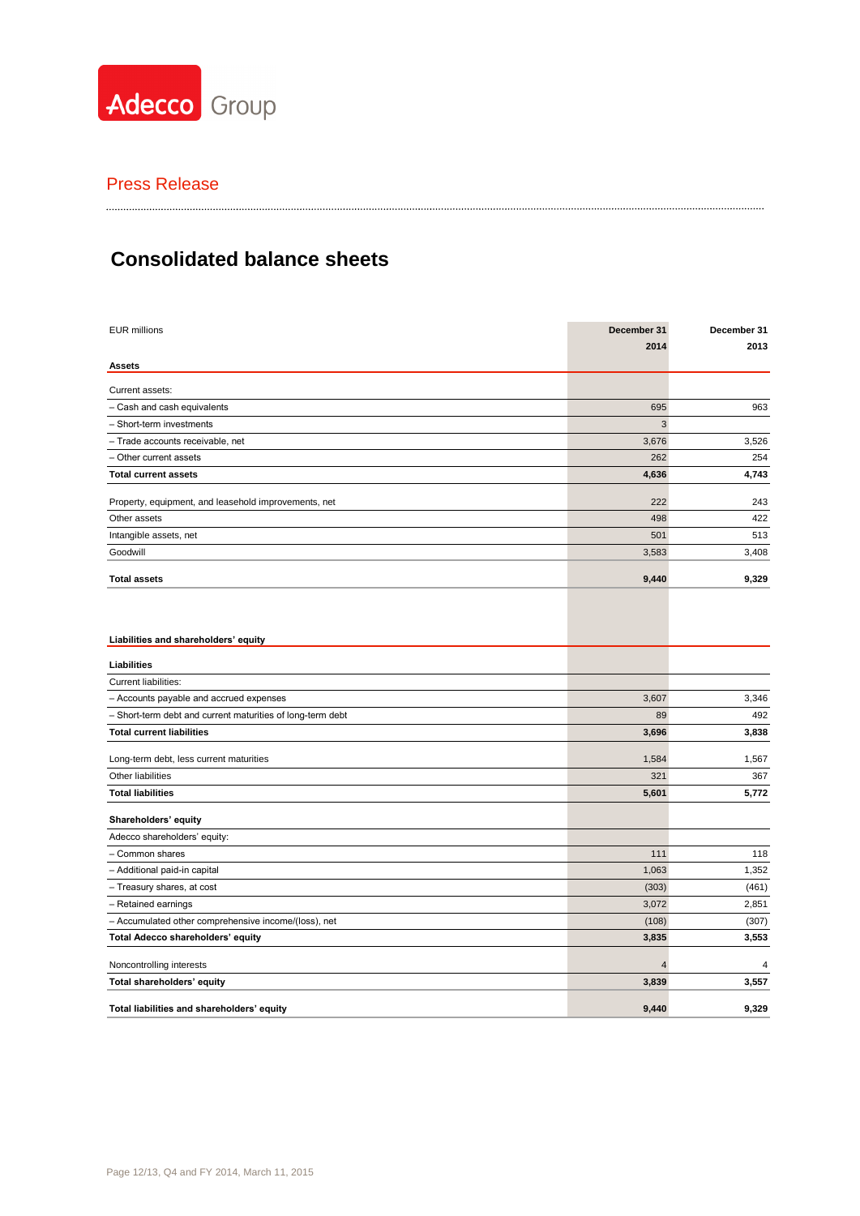Press Release

# Consolidated balance sheets

| EUR millions | December 31 2014 | December 31 2013 |
|---|---|---|
| **Assets** | | |
| Current assets: | | |
| – Cash and cash equivalents | 695 | 963 |
| – Short-term investments | 3 | |
| – Trade accounts receivable, net | 3,676 | 3,526 |
| – Other current assets | 262 | 254 |
| **Total current assets** | **4,636** | **4,743** |
| Property, equipment, and leasehold improvements, net | 222 | 243 |
| Other assets | 498 | 422 |
| Intangible assets, net | 501 | 513 |
| Goodwill | 3,583 | 3,408 |
| **Total assets** | **9,440** | **9,329** |
| **Liabilities and shareholders' equity** | | |
| **Liabilities** | | |
| Current liabilities: | | |
| – Accounts payable and accrued expenses | 3,607 | 3,346 |
| – Short-term debt and current maturities of long-term debt | 89 | 492 |
| **Total current liabilities** | **3,696** | **3,838** |
| Long-term debt, less current maturities | 1,584 | 1,567 |
| Other liabilities | 321 | 367 |
| **Total liabilities** | **5,601** | **5,772** |
| **Shareholders' equity** | | |
| Adecco shareholders' equity: | | |
| – Common shares | 111 | 118 |
| – Additional paid-in capital | 1,063 | 1,352 |
| – Treasury shares, at cost | (303) | (461) |
| – Retained earnings | 3,072 | 2,851 |
| – Accumulated other comprehensive income/(loss), net | (108) | (307) |
| **Total Adecco shareholders' equity** | **3,835** | **3,553** |
| Noncontrolling interests | 4 | 4 |
| **Total shareholders' equity** | **3,839** | **3,557** |
| **Total liabilities and shareholders' equity** | **9,440** | **9,329** |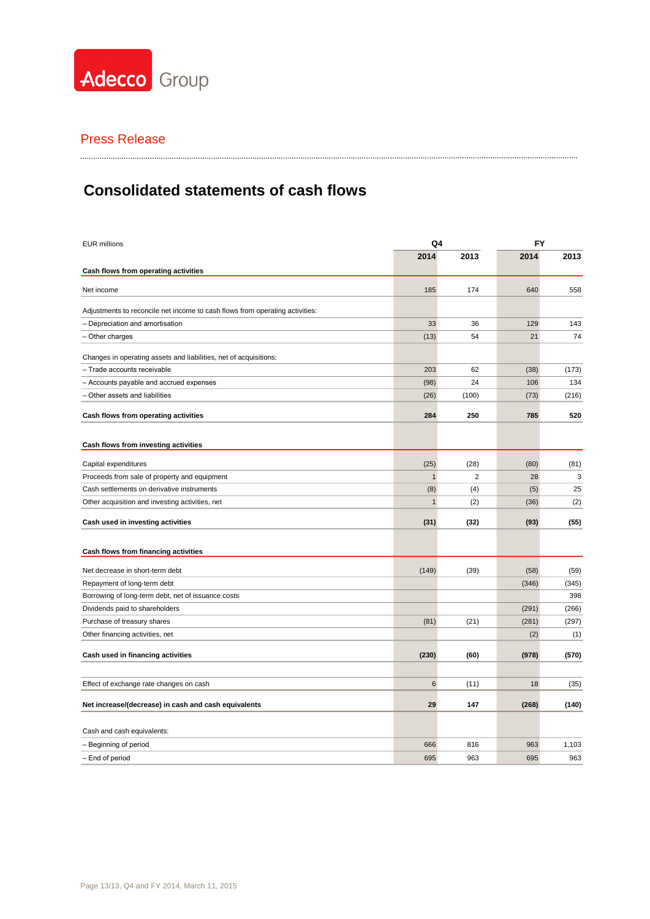Adecco Group

Press Release

# Consolidated statements of cash flows

| EUR millions | Q4 2014 | Q4 2013 | FY 2014 | FY 2013 |
|---|---|---|---|---|
| **Cash flows from operating activities** | | | | |
| Net income | 185 | 174 | 640 | 558 |
| Adjustments to reconcile net income to cash flows from operating activities: | | | | |
| – Depreciation and amortisation | 33 | 36 | 129 | 143 |
| – Other charges | (13) | 54 | 21 | 74 |
| Changes in operating assets and liabilities, net of acquisitions: | | | | |
| – Trade accounts receivable | 203 | 62 | (38) | (173) |
| – Accounts payable and accrued expenses | (98) | 24 | 106 | 134 |
| – Other assets and liabilities | (26) | (100) | (73) | (216) |
| **Cash flows from operating activities** | **284** | **250** | **785** | **520** |
| **Cash flows from investing activities** | | | | |
| Capital expenditures | (25) | (28) | (80) | (81) |
| Proceeds from sale of property and equipment | 1 | 2 | 28 | 3 |
| Cash settlements on derivative instruments | (8) | (4) | (5) | 25 |
| Other acquisition and investing activities, net | 1 | (2) | (36) | (2) |
| **Cash used in investing activities** | **(31)** | **(32)** | **(93)** | **(55)** |
| **Cash flows from financing activities** | | | | |
| Net decrease in short-term debt | (149) | (39) | (58) | (59) |
| Repayment of long-term debt | | | (346) | (345) |
| Borrowing of long-term debt, net of issuance costs | | | | 398 |
| Dividends paid to shareholders | | | (291) | (266) |
| Purchase of treasury shares | (81) | (21) | (281) | (297) |
| Other financing activities, net | | | (2) | (1) |
| **Cash used in financing activities** | **(230)** | **(60)** | **(978)** | **(570)** |
| Effect of exchange rate changes on cash | 6 | (11) | 18 | (35) |
| **Net increase/(decrease) in cash and cash equivalents** | **29** | **147** | **(268)** | **(140)** |
| Cash and cash equivalents: | | | | |
| – Beginning of period | 666 | 816 | 963 | 1,103 |
| – End of period | 695 | 963 | 695 | 963 |